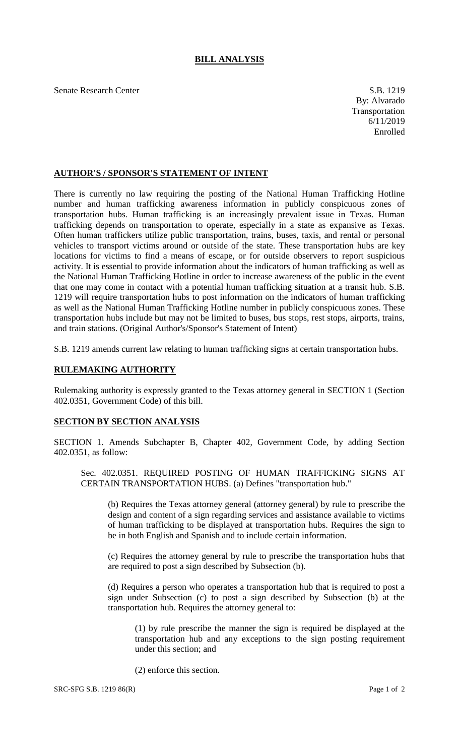# BILL ANALYSIS

Senate Research Center

S.B. 1219
By: Alvarado
Transportation
6/11/2019
Enrolled

## AUTHOR'S / SPONSOR'S STATEMENT OF INTENT

There is currently no law requiring the posting of the National Human Trafficking Hotline number and human trafficking awareness information in publicly conspicuous zones of transportation hubs. Human trafficking is an increasingly prevalent issue in Texas. Human trafficking depends on transportation to operate, especially in a state as expansive as Texas. Often human traffickers utilize public transportation, trains, buses, taxis, and rental or personal vehicles to transport victims around or outside of the state. These transportation hubs are key locations for victims to find a means of escape, or for outside observers to report suspicious activity. It is essential to provide information about the indicators of human trafficking as well as the National Human Trafficking Hotline in order to increase awareness of the public in the event that one may come in contact with a potential human trafficking situation at a transit hub. S.B. 1219 will require transportation hubs to post information on the indicators of human trafficking as well as the National Human Trafficking Hotline number in publicly conspicuous zones. These transportation hubs include but may not be limited to buses, bus stops, rest stops, airports, trains, and train stations. (Original Author's/Sponsor's Statement of Intent)

S.B. 1219 amends current law relating to human trafficking signs at certain transportation hubs.

## RULEMAKING AUTHORITY

Rulemaking authority is expressly granted to the Texas attorney general in SECTION 1 (Section 402.0351, Government Code) of this bill.

## SECTION BY SECTION ANALYSIS

SECTION 1. Amends Subchapter B, Chapter 402, Government Code, by adding Section 402.0351, as follow:

Sec. 402.0351. REQUIRED POSTING OF HUMAN TRAFFICKING SIGNS AT CERTAIN TRANSPORTATION HUBS. (a) Defines "transportation hub."

(b) Requires the Texas attorney general (attorney general) by rule to prescribe the design and content of a sign regarding services and assistance available to victims of human trafficking to be displayed at transportation hubs. Requires the sign to be in both English and Spanish and to include certain information.

(c) Requires the attorney general by rule to prescribe the transportation hubs that are required to post a sign described by Subsection (b).

(d) Requires a person who operates a transportation hub that is required to post a sign under Subsection (c) to post a sign described by Subsection (b) at the transportation hub. Requires the attorney general to:

(1) by rule prescribe the manner the sign is required be displayed at the transportation hub and any exceptions to the sign posting requirement under this section; and

(2) enforce this section.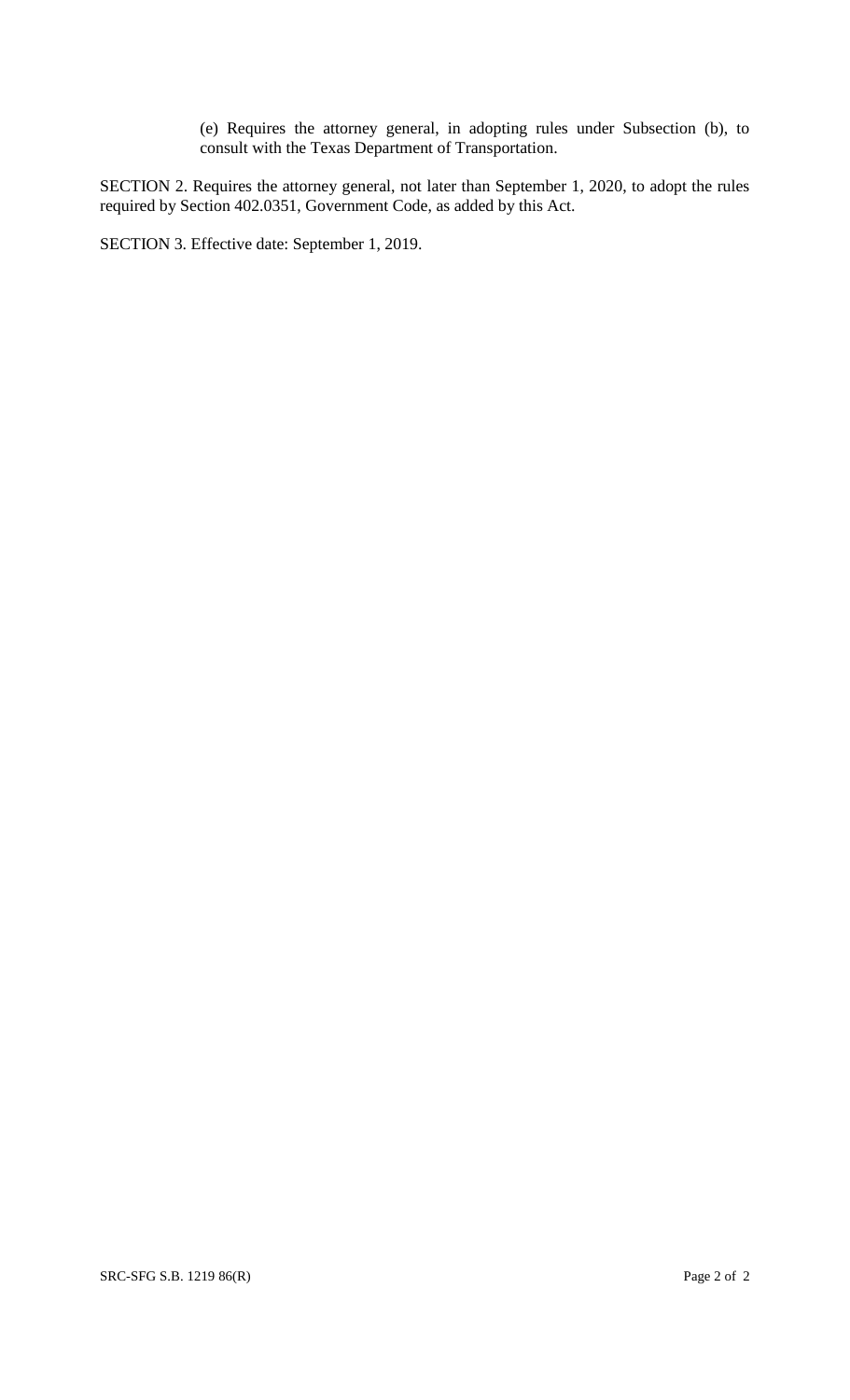(e) Requires the attorney general, in adopting rules under Subsection (b), to consult with the Texas Department of Transportation.

SECTION 2. Requires the attorney general, not later than September 1, 2020, to adopt the rules required by Section 402.0351, Government Code, as added by this Act.

SECTION 3. Effective date: September 1, 2019.